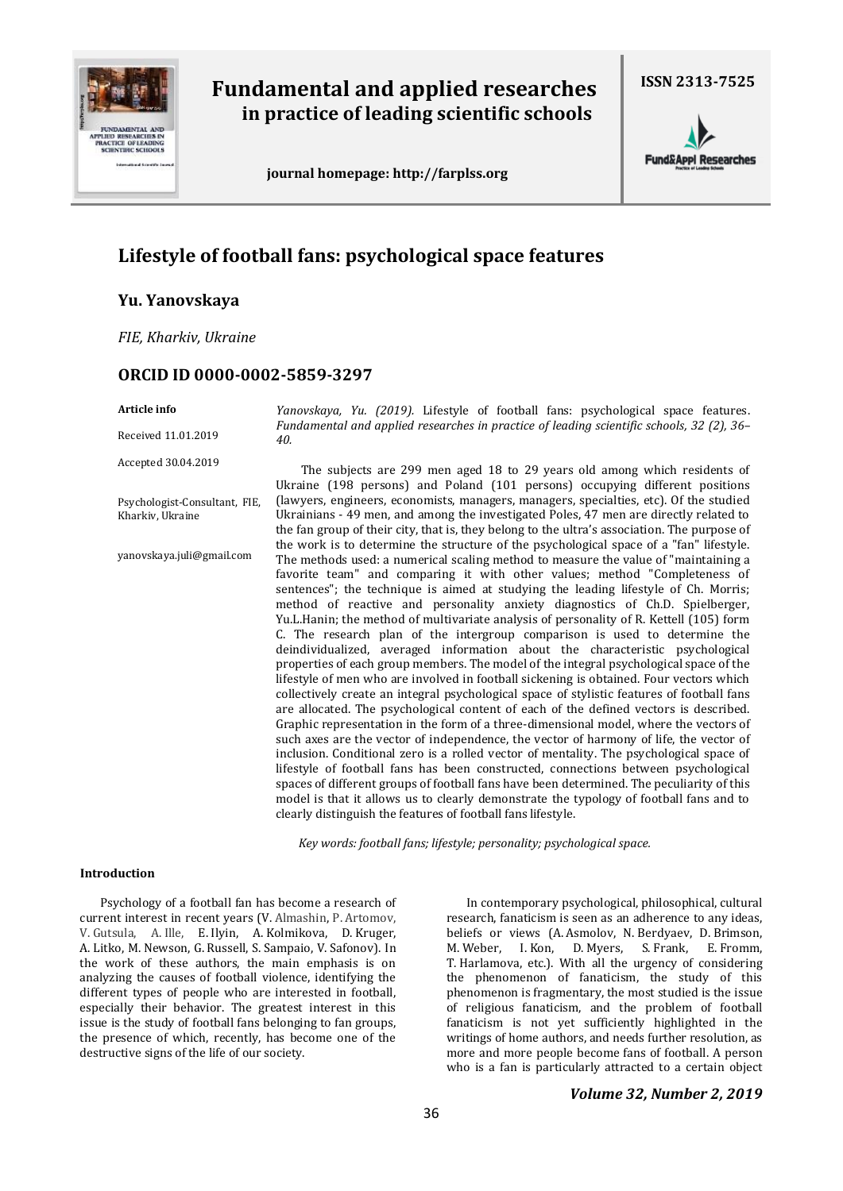# Lifestyle of football fans: psychological space features

## Yu. Yanovskaya

*FIE, Kharkiv, Ukraine*

## ORCID ID 0000-0002-5859-3297

**Article info**

Received 11.01.2019

Accepted 30.04.2019

Psychologist-Consultant, FIE, Kharkiv, Ukraine

yanovskaya.juli@gmail.com

*Yanovskaya, Yu. (2019).* Lifestyle of football fans: psychological space features. *Fundamental and applied researches in practice of leading scientific schools, 32 (2), 36–40.*

The subjects are 299 men aged 18 to 29 years old among which residents of Ukraine (198 persons) and Poland (101 persons) occupying different positions (lawyers, engineers, economists, managers, managers, specialties, etc). Of the studied Ukrainians - 49 men, and among the investigated Poles, 47 men are directly related to the fan group of their city, that is, they belong to the ultra's association. The purpose of the work is to determine the structure of the psychological space of a "fan" lifestyle. The methods used: a numerical scaling method to measure the value of "maintaining a favorite team" and comparing it with other values; method "Completeness of sentences"; the technique is aimed at studying the leading lifestyle of Ch. Morris; method of reactive and personality anxiety diagnostics of Ch.D. Spielberger, Yu.L.Hanin; the method of multivariate analysis of personality of R. Kettell (105) form C. The research plan of the intergroup comparison is used to determine the deindividualized, averaged information about the characteristic psychological properties of each group members. The model of the integral psychological space of the lifestyle of men who are involved in football sickening is obtained. Four vectors which collectively create an integral psychological space of stylistic features of football fans are allocated. The psychological content of each of the defined vectors is described. Graphic representation in the form of a three-dimensional model, where the vectors of such axes are the vector of independence, the vector of harmony of life, the vector of inclusion. Conditional zero is a rolled vector of mentality. The psychological space of lifestyle of football fans has been constructed, connections between psychological spaces of different groups of football fans have been determined. The peculiarity of this model is that it allows us to clearly demonstrate the typology of football fans and to clearly distinguish the features of football fans lifestyle.

*Key words: football fans; lifestyle; personality; psychological space.*

### Introduction

Psychology of a football fan has become a research of current interest in recent years (V. Almashin, P. Artomov, V. Gutsula, A. Ille, E. Ilyin, A. Kolmikova, D. Kruger, A. Litko, M. Newson, G. Russell, S. Sampaio, V. Safonov). In the work of these authors, the main emphasis is on analyzing the causes of football violence, identifying the different types of people who are interested in football, especially their behavior. The greatest interest in this issue is the study of football fans belonging to fan groups, the presence of which, recently, has become one of the destructive signs of the life of our society.

In contemporary psychological, philosophical, cultural research, fanaticism is seen as an adherence to any ideas, beliefs or views (A. Asmolov, N. Berdyaev, D. Brimson, M. Weber, I. Kon, D. Myers, S. Frank, E. Fromm, T. Harlamova, etc.). With all the urgency of considering the phenomenon of fanaticism, the study of this phenomenon is fragmentary, the most studied is the issue of religious fanaticism, and the problem of football fanaticism is not yet sufficiently highlighted in the writings of home authors, and needs further resolution, as more and more people become fans of football. A person who is a fan is particularly attracted to a certain object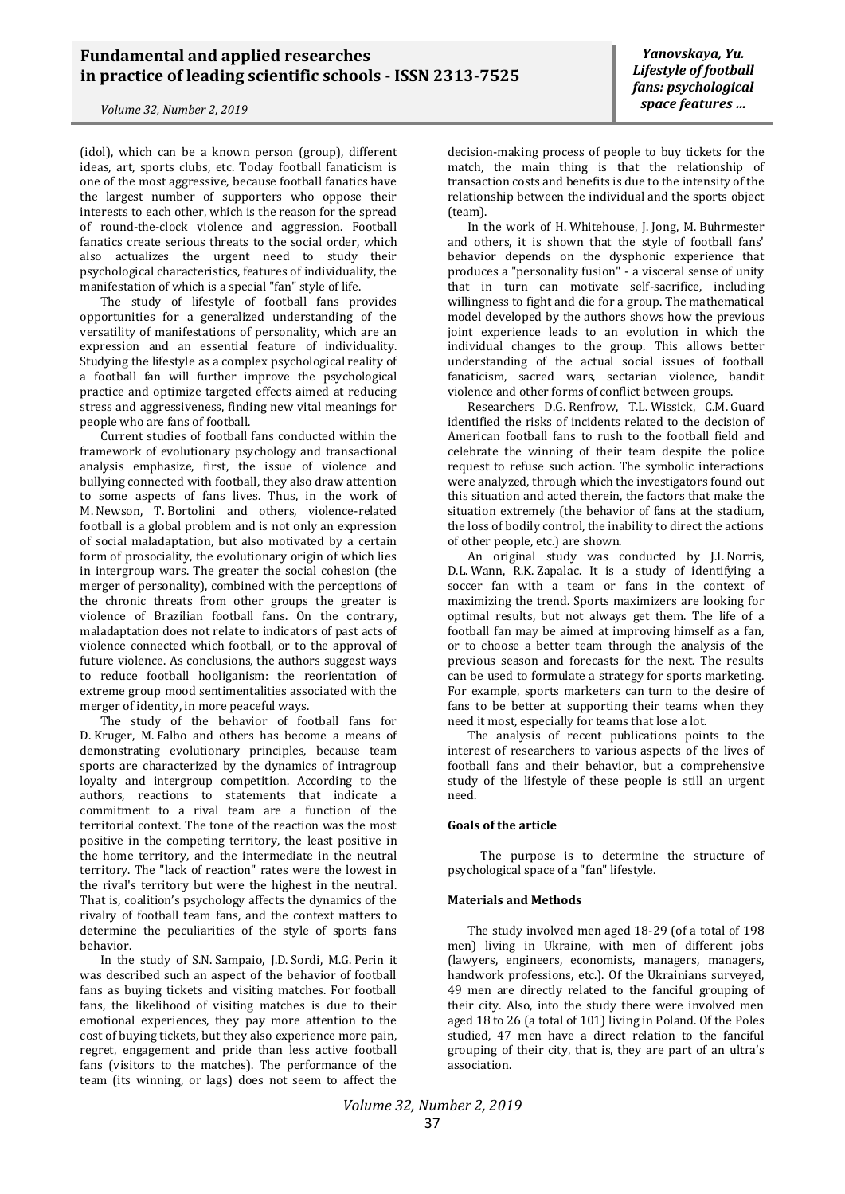(idol), which can be a known person (group), different ideas, art, sports clubs, etc. Today football fanaticism is one of the most aggressive, because football fanatics have the largest number of supporters who oppose their interests to each other, which is the reason for the spread of round-the-clock violence and aggression. Football fanatics create serious threats to the social order, which also actualizes the urgent need to study their psychological characteristics, features of individuality, the manifestation of which is a special "fan" style of life.

The study of lifestyle of football fans provides opportunities for a generalized understanding of the versatility of manifestations of personality, which are an expression and an essential feature of individuality. Studying the lifestyle as a complex psychological reality of a football fan will further improve the psychological practice and optimize targeted effects aimed at reducing stress and aggressiveness, finding new vital meanings for people who are fans of football.

Current studies of football fans conducted within the framework of evolutionary psychology and transactional analysis emphasize, first, the issue of violence and bullying connected with football, they also draw attention to some aspects of fans lives. Thus, in the work of M. Newson, T. Bortolini and others, violence-related football is a global problem and is not only an expression of social maladaptation, but also motivated by a certain form of prosociality, the evolutionary origin of which lies in intergroup wars. The greater the social cohesion (the merger of personality), combined with the perceptions of the chronic threats from other groups the greater is violence of Brazilian football fans. On the contrary, maladaptation does not relate to indicators of past acts of violence connected which football, or to the approval of future violence. As conclusions, the authors suggest ways to reduce football hooliganism: the reorientation of extreme group mood sentimentalities associated with the merger of identity, in more peaceful ways.

The study of the behavior of football fans for D. Kruger, M. Falbo and others has become a means of demonstrating evolutionary principles, because team sports are characterized by the dynamics of intragroup loyalty and intergroup competition. According to the authors, reactions to statements that indicate a commitment to a rival team are a function of the territorial context. The tone of the reaction was the most positive in the competing territory, the least positive in the home territory, and the intermediate in the neutral territory. The "lack of reaction" rates were the lowest in the rival's territory but were the highest in the neutral. That is, coalition's psychology affects the dynamics of the rivalry of football team fans, and the context matters to determine the peculiarities of the style of sports fans behavior.

In the study of S.N. Sampaio, J.D. Sordi, M.G. Perin it was described such an aspect of the behavior of football fans as buying tickets and visiting matches. For football fans, the likelihood of visiting matches is due to their emotional experiences, they pay more attention to the cost of buying tickets, but they also experience more pain, regret, engagement and pride than less active football fans (visitors to the matches). The performance of the team (its winning, or lags) does not seem to affect the decision-making process of people to buy tickets for the match, the main thing is that the relationship of transaction costs and benefits is due to the intensity of the relationship between the individual and the sports object (team).

In the work of H. Whitehouse, J. Jong, M. Buhrmester and others, it is shown that the style of football fans' behavior depends on the dysphonic experience that produces a "personality fusion" - a visceral sense of unity that in turn can motivate self-sacrifice, including willingness to fight and die for a group. The mathematical model developed by the authors shows how the previous joint experience leads to an evolution in which the individual changes to the group. This allows better understanding of the actual social issues of football fanaticism, sacred wars, sectarian violence, bandit violence and other forms of conflict between groups.

Researchers D.G. Renfrow, T.L. Wissick, C.M. Guard identified the risks of incidents related to the decision of American football fans to rush to the football field and celebrate the winning of their team despite the police request to refuse such action. The symbolic interactions were analyzed, through which the investigators found out this situation and acted therein, the factors that make the situation extremely (the behavior of fans at the stadium, the loss of bodily control, the inability to direct the actions of other people, etc.) are shown.

An original study was conducted by J.I. Norris, D.L. Wann, R.K. Zapalac. It is a study of identifying a soccer fan with a team or fans in the context of maximizing the trend. Sports maximizers are looking for optimal results, but not always get them. The life of a football fan may be aimed at improving himself as a fan, or to choose a better team through the analysis of the previous season and forecasts for the next. The results can be used to formulate a strategy for sports marketing. For example, sports marketers can turn to the desire of fans to be better at supporting their teams when they need it most, especially for teams that lose a lot.

The analysis of recent publications points to the interest of researchers to various aspects of the lives of football fans and their behavior, but a comprehensive study of the lifestyle of these people is still an urgent need.

**Goals of the article**

The purpose is to determine the structure of psychological space of a "fan" lifestyle.

**Materials and Methods**

The study involved men aged 18-29 (of a total of 198 men) living in Ukraine, with men of different jobs (lawyers, engineers, economists, managers, managers, handwork professions, etc.). Of the Ukrainians surveyed, 49 men are directly related to the fanciful grouping of their city. Also, into the study there were involved men aged 18 to 26 (a total of 101) living in Poland. Of the Poles studied, 47 men have a direct relation to the fanciful grouping of their city, that is, they are part of an ultra's association.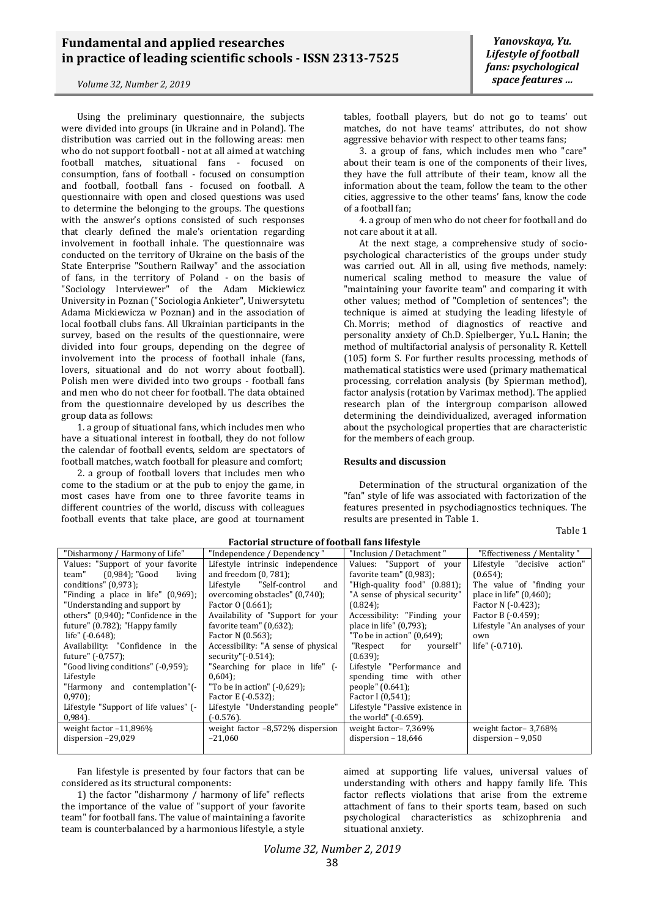Using the preliminary questionnaire, the subjects were divided into groups (in Ukraine and in Poland). The distribution was carried out in the following areas: men who do not support football - not at all aimed at watching football matches, situational fans - focused on consumption, fans of football - focused on consumption and football, football fans - focused on football. A questionnaire with open and closed questions was used to determine the belonging to the groups. The questions with the answer's options consisted of such responses that clearly defined the male's orientation regarding involvement in football inhale. The questionnaire was conducted on the territory of Ukraine on the basis of the State Enterprise "Southern Railway" and the association of fans, in the territory of Poland - on the basis of "Sociology Interviewer" of the Adam Mickiewicz University in Poznan ("Sociologia Ankieter", Uniwersytetu Adama Mickiewicza w Poznan) and in the association of local football clubs fans. All Ukrainian participants in the survey, based on the results of the questionnaire, were divided into four groups, depending on the degree of involvement into the process of football inhale (fans, lovers, situational and do not worry about football). Polish men were divided into two groups - football fans and men who do not cheer for football. The data obtained from the questionnaire developed by us describes the group data as follows:

1. a group of situational fans, which includes men who have a situational interest in football, they do not follow the calendar of football events, seldom are spectators of football matches, watch football for pleasure and comfort;

2. a group of football lovers that includes men who come to the stadium or at the pub to enjoy the game, in most cases have from one to three favorite teams in different countries of the world, discuss with colleagues football events that take place, are good at tournament tables, football players, but do not go to teams' out matches, do not have teams' attributes, do not show aggressive behavior with respect to other teams fans;

3. a group of fans, which includes men who "care" about their team is one of the components of their lives, they have the full attribute of their team, know all the information about the team, follow the team to the other cities, aggressive to the other teams' fans, know the code of a football fan;

4. a group of men who do not cheer for football and do not care about it at all.

At the next stage, a comprehensive study of socio-psychological characteristics of the groups under study was carried out. All in all, using five methods, namely: numerical scaling method to measure the value of "maintaining your favorite team" and comparing it with other values; method of "Completion of sentences"; the technique is aimed at studying the leading lifestyle of Ch. Morris; method of diagnostics of reactive and personality anxiety of Ch.D. Spielberger, Yu.L. Hanin; the method of multifactorial analysis of personality R. Kettell (105) form S. For further results processing, methods of mathematical statistics were used (primary mathematical processing, correlation analysis (by Spierman method), factor analysis (rotation by Varimax method). The applied research plan of the intergroup comparison allowed determining the deindividualized, averaged information about the psychological properties that are characteristic for the members of each group.

### Results and discussion

Determination of the structural organization of the "fan" style of life was associated with factorization of the features presented in psychodiagnostics techniques. The results are presented in Table 1.

Table 1

**Factorial structure of football fans lifestyle**

| "Disharmony / Harmony of Life" | "Independence / Dependency" | "Inclusion / Detachment" | "Effectiveness / Mentality" |
|---|---|---|---|
| Values: "Support of your favorite team" (0,984); "Good living conditions" (0,973); "Finding a place in life" (0,969); "Understanding and support by others" (0,940); "Confidence in the future" (0.782); "Happy family life" (-0.648); Availability: "Confidence in the future" (-0,757); "Good living conditions" (-0,959); Lifestyle "Harmony and contemplation"(-0,970); Lifestyle "Support of life values" (-0,984). | Lifestyle intrinsic independence and freedom (0, 781); Lifestyle "Self-control and overcoming obstacles" (0,740); Factor O (0.661); Availability of "Support for your favorite team" (0,632); Factor N (0.563); Accessibility: "A sense of physical security"(-0.514); "Searching for place in life" (-0,604); "To be in action" (-0,629); Factor E (-0.532); Lifestyle "Understanding people" (-0.576). | Values: "Support of your favorite team" (0,983); "High-quality food" (0.881); "A sense of physical security" (0.824); Accessibility: "Finding your place in life" (0,793); "To be in action" (0,649); "Respect for yourself" (0.639); Lifestyle "Performance and spending time with other people" (0.641); Factor I (0,541); Lifestyle "Passive existence in the world" (-0.659). | Lifestyle "decisive action" (0.654); The value of "finding your place in life" (0,460); Factor N (-0.423); Factor B (-0.459); Lifestyle "An analyses of your own life" (-0.710). |
| weight factor –11,896% dispersion –29,029 | weight factor –8,572% dispersion –21,060 | weight factor– 7,369% dispersion – 18,646 | weight factor– 3,768% dispersion – 9,050 |

Fan lifestyle is presented by four factors that can be considered as its structural components:

1) the factor "disharmony / harmony of life" reflects the importance of the value of "support of your favorite team" for football fans. The value of maintaining a favorite team is counterbalanced by a harmonious lifestyle, a style aimed at supporting life values, universal values of understanding with others and happy family life. This factor reflects violations that arise from the extreme attachment of fans to their sports team, based on such psychological characteristics as schizophrenia and situational anxiety.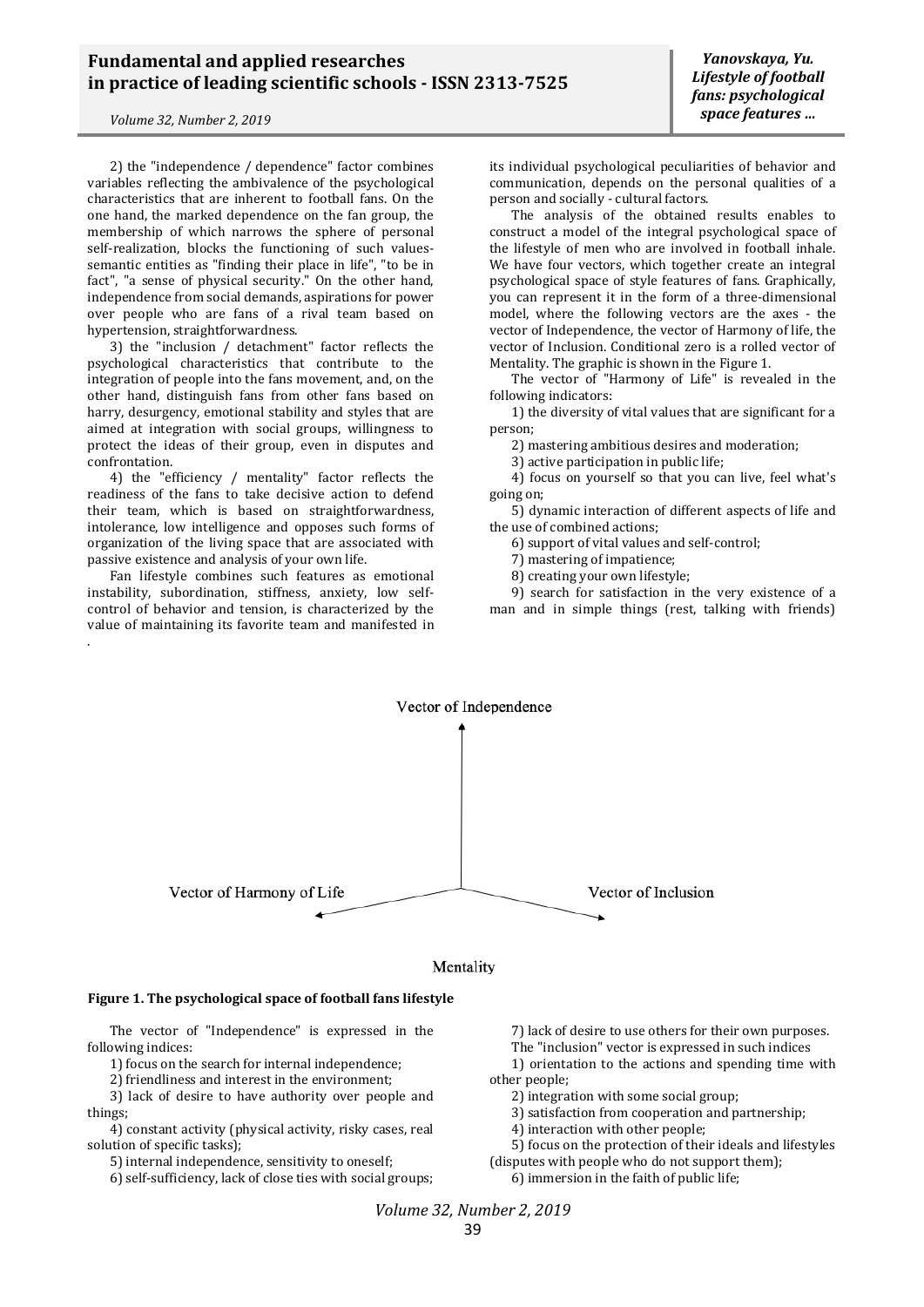2) the "independence / dependence" factor combines variables reflecting the ambivalence of the psychological characteristics that are inherent to football fans. On the one hand, the marked dependence on the fan group, the membership of which narrows the sphere of personal self-realization, blocks the functioning of such values-semantic entities as "finding their place in life", "to be in fact", "a sense of physical security." On the other hand, independence from social demands, aspirations for power over people who are fans of a rival team based on hypertension, straightforwardness.

3) the "inclusion / detachment" factor reflects the psychological characteristics that contribute to the integration of people into the fans movement, and, on the other hand, distinguish fans from other fans based on harry, desurgency, emotional stability and styles that are aimed at integration with social groups, willingness to protect the ideas of their group, even in disputes and confrontation.

4) the "efficiency / mentality" factor reflects the readiness of the fans to take decisive action to defend their team, which is based on straightforwardness, intolerance, low intelligence and opposes such forms of organization of the living space that are associated with passive existence and analysis of your own life.

Fan lifestyle combines such features as emotional instability, subordination, stiffness, anxiety, low self-control of behavior and tension, is characterized by the value of maintaining its favorite team and manifested in its individual psychological peculiarities of behavior and communication, depends on the personal qualities of a person and socially - cultural factors.

The analysis of the obtained results enables to construct a model of the integral psychological space of the lifestyle of men who are involved in football inhale. We have four vectors, which together create an integral psychological space of style features of fans. Graphically, you can represent it in the form of a three-dimensional model, where the following vectors are the axes - the vector of Independence, the vector of Harmony of life, the vector of Inclusion. Conditional zero is a rolled vector of Mentality. The graphic is shown in the Figure 1.

The vector of "Harmony of Life" is revealed in the following indicators:

1) the diversity of vital values that are significant for a person;

2) mastering ambitious desires and moderation;

3) active participation in public life;

4) focus on yourself so that you can live, feel what's going on;

5) dynamic interaction of different aspects of life and the use of combined actions;

6) support of vital values and self-control;

7) mastering of impatience;

8) creating your own lifestyle;

9) search for satisfaction in the very existence of a man and in simple things (rest, talking with friends)

Vector of Independence

Vector of Harmony of Life

Vector of Inclusion

Mentality

**Figure 1. The psychological space of football fans lifestyle**

The vector of "Independence" is expressed in the following indices:

1) focus on the search for internal independence;

2) friendliness and interest in the environment;

3) lack of desire to have authority over people and things;

4) constant activity (physical activity, risky cases, real solution of specific tasks);

5) internal independence, sensitivity to oneself;

6) self-sufficiency, lack of close ties with social groups;

7) lack of desire to use others for their own purposes.

The "inclusion" vector is expressed in such indices

1) orientation to the actions and spending time with other people;

2) integration with some social group;

3) satisfaction from cooperation and partnership;

4) interaction with other people;

5) focus on the protection of their ideals and lifestyles (disputes with people who do not support them);

6) immersion in the faith of public life;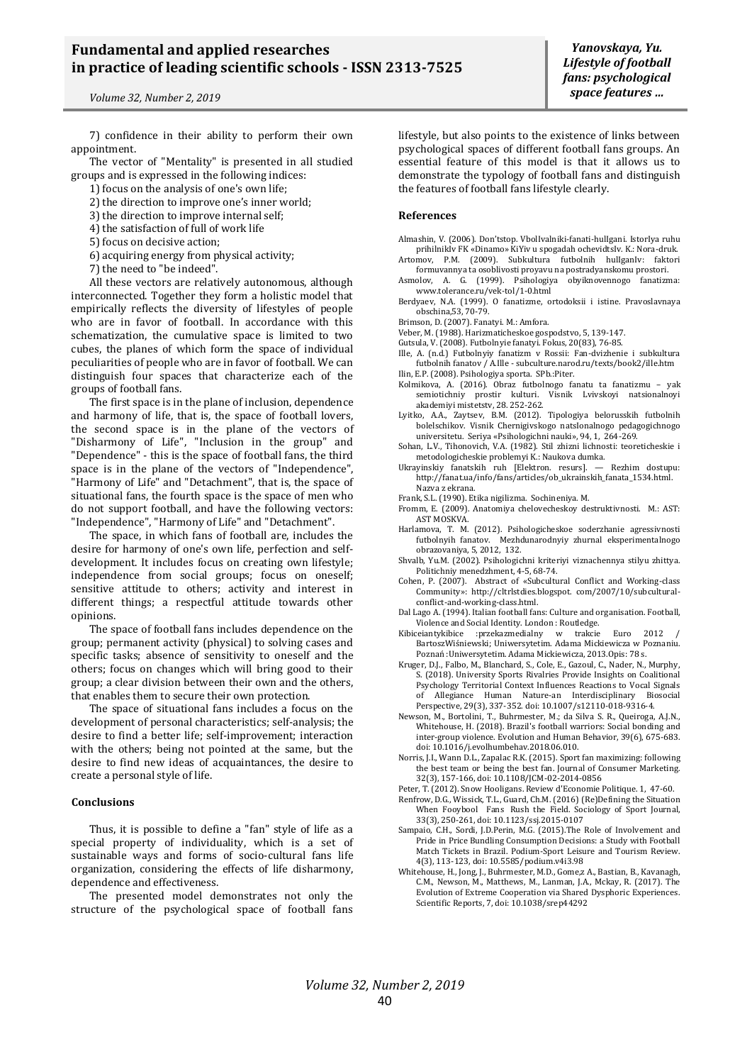7) confidence in their ability to perform their own appointment.

The vector of "Mentality" is presented in all studied groups and is expressed in the following indices:

1) focus on the analysis of one's own life;
2) the direction to improve one's inner world;
3) the direction to improve internal self;
4) the satisfaction of full of work life
5) focus on decisive action;
6) acquiring energy from physical activity;
7) the need to "be indeed".

All these vectors are relatively autonomous, although interconnected. Together they form a holistic model that empirically reflects the diversity of lifestyles of people who are in favor of football. In accordance with this schematization, the cumulative space is limited to two cubes, the planes of which form the space of individual peculiarities of people who are in favor of football. We can distinguish four spaces that characterize each of the groups of football fans.

The first space is in the plane of inclusion, dependence and harmony of life, that is, the space of football lovers, the second space is in the plane of the vectors of "Disharmony of Life", "Inclusion in the group" and "Dependence" - this is the space of football fans, the third space is in the plane of the vectors of "Independence", "Harmony of Life" and "Detachment", that is, the space of situational fans, the fourth space is the space of men who do not support football, and have the following vectors: "Independence", "Harmony of Life" and "Detachment".

The space, in which fans of football are, includes the desire for harmony of one's own life, perfection and self-development. It includes focus on creating own lifestyle; independence from social groups; focus on oneself; sensitive attitude to others; activity and interest in different things; a respectful attitude towards other opinions.

The space of football fans includes dependence on the group; permanent activity (physical) to solving cases and specific tasks; absence of sensitivity to oneself and the others; focus on changes which will bring good to their group; a clear division between their own and the others, that enables them to secure their own protection.

The space of situational fans includes a focus on the development of personal characteristics; self-analysis; the desire to find a better life; self-improvement; interaction with the others; being not pointed at the same, but the desire to find new ideas of acquaintances, the desire to create a personal style of life.

## Conclusions

Thus, it is possible to define a "fan" style of life as a special property of individuality, which is a set of sustainable ways and forms of socio-cultural fans life organization, considering the effects of life disharmony, dependence and effectiveness.

The presented model demonstrates not only the structure of the psychological space of football fans lifestyle, but also points to the existence of links between psychological spaces of different football fans groups. An essential feature of this model is that it allows us to demonstrate the typology of football fans and distinguish the features of football fans lifestyle clearly.

## References

Almashin, V. (2006). Don'tstop. Vbollvalniki-fanati-hullgani. Istorlya ruhu prihilniklv FK «Dinamo» KiYiv u spogadah ochevidtslv. K.: Nora-druk.

Artomov, P.M. (2009). Subkultura futbolnih hullganlv: faktori formuvannya ta osoblivosti proyavu na postradyanskomu prostori.

Asmolov, A. G. (1999). Psihologiya obyiknovennogo fanatizma: www.tolerance.ru/vek-tol/1-0.html

Berdyaev, N.A. (1999). O fanatizme, ortodoksii i istine. Pravoslavnaya obschina,53, 70-79.

Brimson, D. (2007). Fanatyi. M.: Amfora.

Veber, M. (1988). Harizmaticheskoe gospodstvo, 5, 139-147.

Gutsula, V. (2008). Futbolnyie fanatyi. Fokus, 20(83), 76-85.

Ille, A. (n.d.) Futbolnyiy fanatizm v Rossii: Fan-dvizhenie i subkultura futbolnih fanatov / A.Ille - subculture.narod.ru/texts/book2/ille.htm

Ilin, E.P. (2008). Psihologiya sporta. SPb.:Piter.

Kolmikova, A. (2016). Obraz futbolnogo fanatu ta fanatizmu – yak semiotichniy prostir kulturi. Visnik Lvivskoyi natsionalnoyi akademiyi mistetstv, 28. 252-262.

Lyitko, A.A., Zaytsev, B.M. (2012). Tipologiya belorusskih futbolnih bolelschikov. Visnik Chernigivskogo natslonalnogo pedagogichnogo universitetu. Seriya «Psihologichni nauki», 94, 1, 264-269.

Sohan, L.V., Tihonovich, V.A. (1982). Stil zhizni lichnosti: teoreticheskie i metodologicheskie problemyi K.: Naukova dumka.

Ukrayinskiy fanatskih ruh [Elektron. resurs]. — Rezhim dostupu: http://fanat.ua/info/fans/articles/ob_ukrainskih_fanata_1534.html. Nazva z ekrana.

Frank, S.L. (1990). Etika nigilizma. Sochineniya. M.

Fromm, E. (2009). Anatomiya chelovecheskoy destruktivnosti. M.: AST: AST MOSKVA.

Harlamova, T. M. (2012). Psihologicheskoe soderzhanie agressivnosti futbolnyih fanatov. Mezhdunarodnyiy zhurnal eksperimentalnogo obrazovaniya, 5, 2012, 132.

Shvalb, Yu.M. (2002). Psihologichni kriteriyi viznachennya stilyu zhittya. Politichniy menedzhment, 4-5, 68-74.

Cohen, P. (2007). Abstract of «Subcultural Conflict and Working-class Community»: http://cltrlstdies.blogspot. com/2007/10/subcultural-conflict-and-working-class.html.

Dal Lago A. (1994). Italian football fans: Culture and organisation. Football, Violence and Social Identity. London : Routledge.

Kibiceiantykibice :przekazmedialny w trakcie Euro 2012 / BartoszWiśniewski; Uniwersytetim. Adama Mickiewicza w Poznaniu. Poznań :Uniwersytetim. Adama Mickiewicza, 2013.Opis: 78 s.

Kruger, D.J., Falbo, M., Blanchard, S., Cole, E., Gazoul, C., Nader, N., Murphy, S. (2018). University Sports Rivalries Provide Insights on Coalitional Psychology Territorial Context Influences Reactions to Vocal Signals of Allegiance Human Nature-an Interdisciplinary Biosocial Perspective, 29(3), 337-352. doi: 10.1007/s12110-018-9316-4.

Newson, M., Bortolini, T., Buhrmester, M.; da Silva S. R., Queiroga, A.J.N., Whitehouse, H. (2018). Brazil's football warriors: Social bonding and inter-group violence. Evolution and Human Behavior, 39(6), 675-683. doi: 10.1016/j.evolhumbehav.2018.06.010.

Norris, J.I., Wann D.L., Zapalac R.K. (2015). Sport fan maximizing: following the best team or being the best fan. Journal of Consumer Marketing. 32(3), 157-166, doi: 10.1108/JCM-02-2014-0856

Peter, T. (2012). Snow Hooligans. Review d'Economie Politique. 1, 47-60.

Renfrow, D.G., Wissick, T.L., Guard, Ch.M. (2016) (Re)Defining the Situation When Fooybool Fans Rush the Field. Sociology of Sport Journal, 33(3), 250-261, doi: 10.1123/ssj.2015-0107

Sampaio, C.H., Sordi, J.D.Perin, M.G. (2015).The Role of Involvement and Pride in Price Bundling Consumption Decisions: a Study with Football Match Tickets in Brazil. Podium-Sport Leisure and Tourism Review. 4(3), 113-123, doi: 10.5585/podium.v4i3.98

Whitehouse, H., Jong, J., Buhrmester, M.D., Gome,z A., Bastian, B., Kavanagh, C.M., Newson, M., Matthews, M., Lanman, J.A., Mckay, R. (2017). The Evolution of Extreme Cooperation via Shared Dysphoric Experiences. Scientific Reports, 7, doi: 10.1038/srep44292